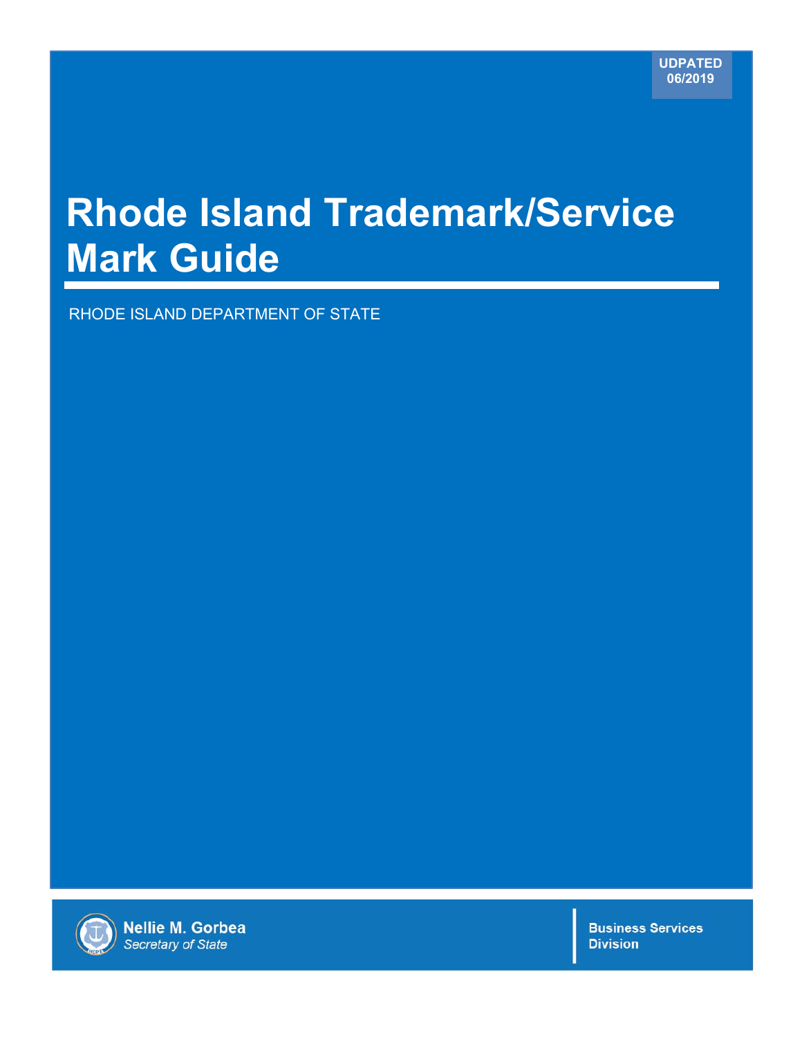UDPATED 06/2019

# Rhode Island Trademark/Service Mark Guide

RHODE ISLAND DEPARTMENT OF STATE

**Nellie M. Gorbea**
*Secretary of State*

**Business Services Division**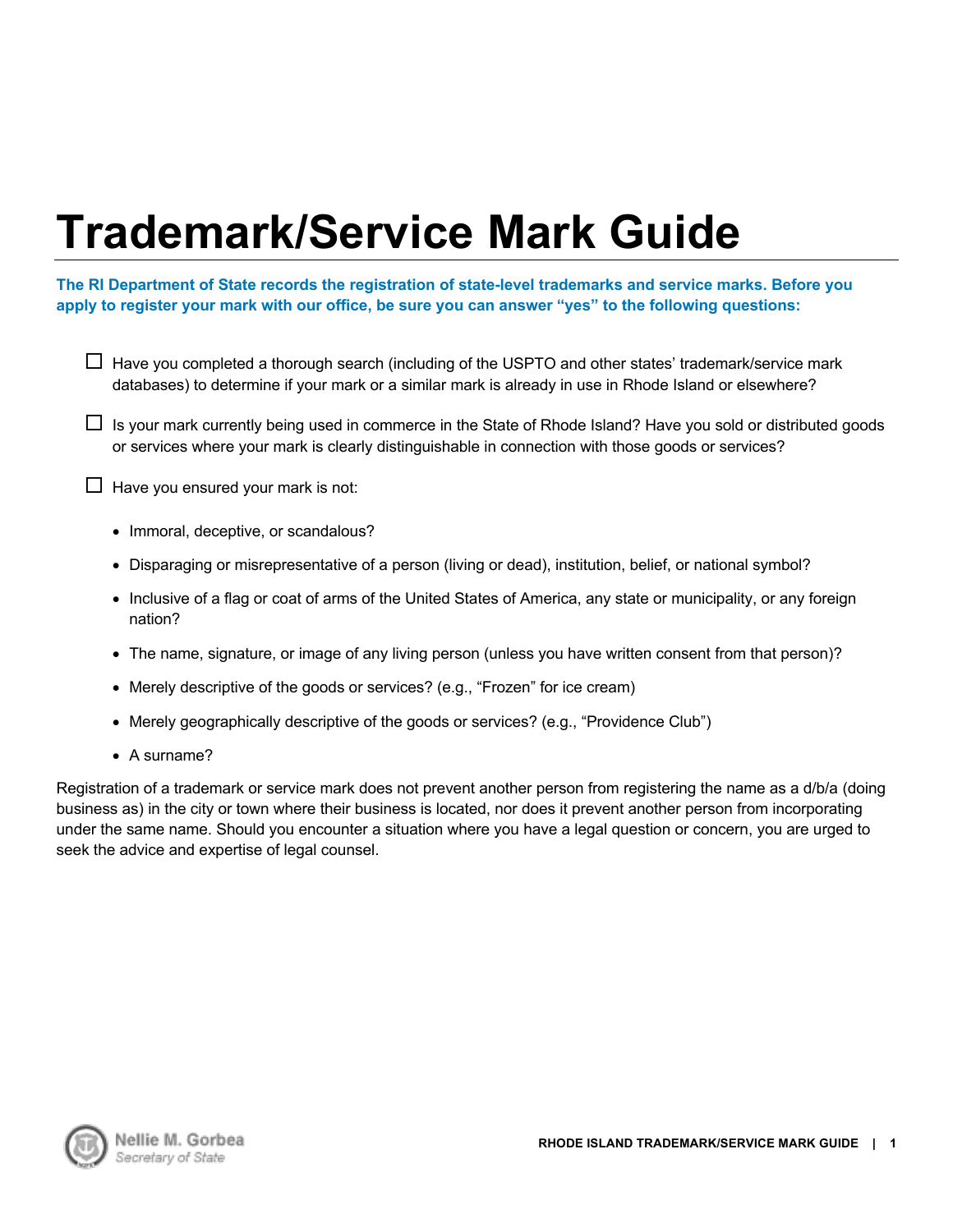# Trademark/Service Mark Guide

**The RI Department of State records the registration of state-level trademarks and service marks. Before you apply to register your mark with our office, be sure you can answer "yes" to the following questions:**

- ☐ Have you completed a thorough search (including of the USPTO and other states' trademark/service mark databases) to determine if your mark or a similar mark is already in use in Rhode Island or elsewhere?
- ☐ Is your mark currently being used in commerce in the State of Rhode Island? Have you sold or distributed goods or services where your mark is clearly distinguishable in connection with those goods or services?
- ☐ Have you ensured your mark is not:
  - Immoral, deceptive, or scandalous?
  - Disparaging or misrepresentative of a person (living or dead), institution, belief, or national symbol?
  - Inclusive of a flag or coat of arms of the United States of America, any state or municipality, or any foreign nation?
  - The name, signature, or image of any living person (unless you have written consent from that person)?
  - Merely descriptive of the goods or services? (e.g., "Frozen" for ice cream)
  - Merely geographically descriptive of the goods or services? (e.g., "Providence Club")
  - A surname?

Registration of a trademark or service mark does not prevent another person from registering the name as a d/b/a (doing business as) in the city or town where their business is located, nor does it prevent another person from incorporating under the same name. Should you encounter a situation where you have a legal question or concern, you are urged to seek the advice and expertise of legal counsel.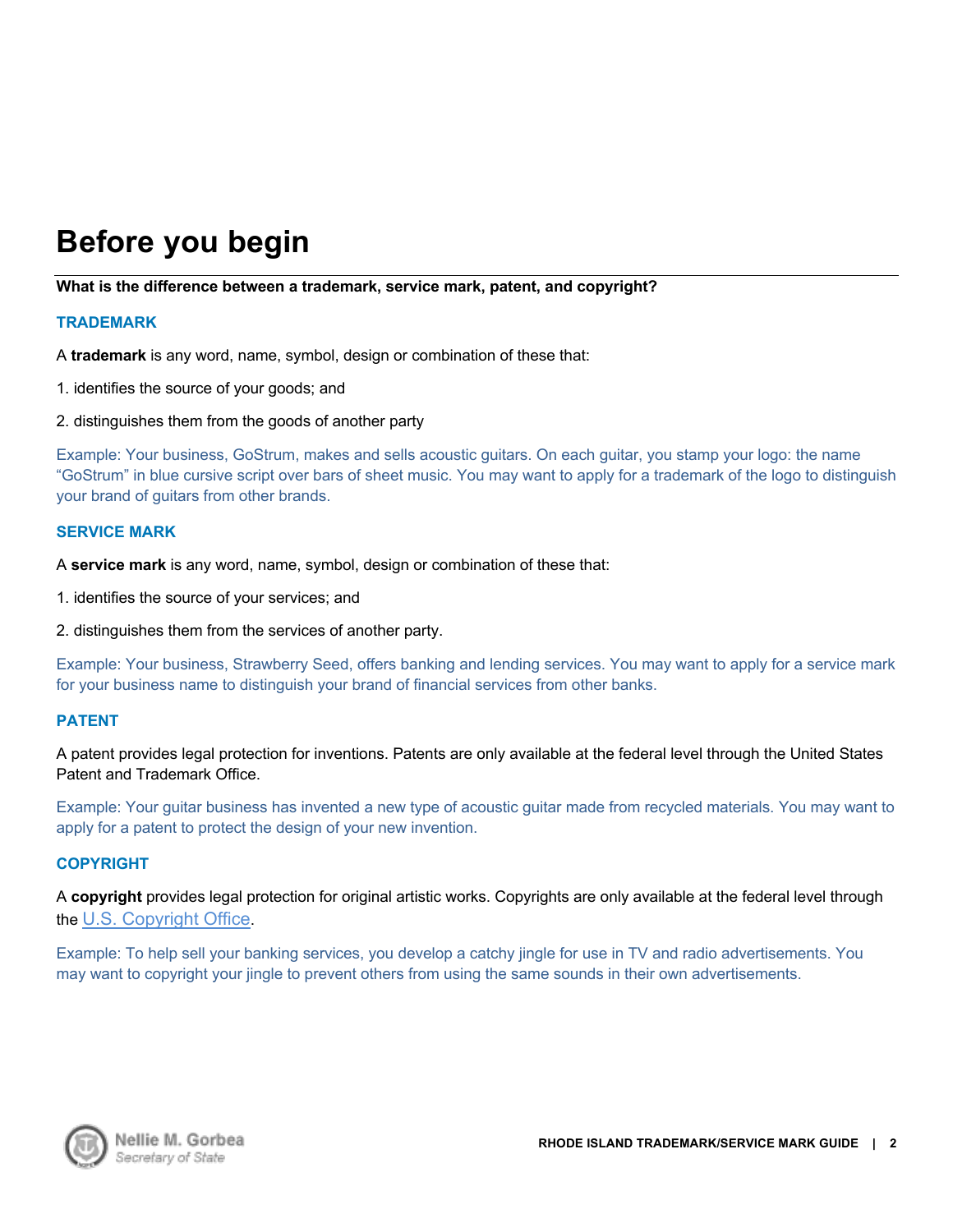# Before you begin

**What is the difference between a trademark, service mark, patent, and copyright?**

### TRADEMARK

A **trademark** is any word, name, symbol, design or combination of these that:

1. identifies the source of your goods; and

2. distinguishes them from the goods of another party

Example: Your business, GoStrum, makes and sells acoustic guitars. On each guitar, you stamp your logo: the name "GoStrum" in blue cursive script over bars of sheet music. You may want to apply for a trademark of the logo to distinguish your brand of guitars from other brands.

### SERVICE MARK

A **service mark** is any word, name, symbol, design or combination of these that:

1. identifies the source of your services; and

2. distinguishes them from the services of another party.

Example: Your business, Strawberry Seed, offers banking and lending services. You may want to apply for a service mark for your business name to distinguish your brand of financial services from other banks.

### PATENT

A patent provides legal protection for inventions. Patents are only available at the federal level through the United States Patent and Trademark Office.

Example: Your guitar business has invented a new type of acoustic guitar made from recycled materials. You may want to apply for a patent to protect the design of your new invention.

### COPYRIGHT

A **copyright** provides legal protection for original artistic works. Copyrights are only available at the federal level through the U.S. Copyright Office.

Example: To help sell your banking services, you develop a catchy jingle for use in TV and radio advertisements. You may want to copyright your jingle to prevent others from using the same sounds in their own advertisements.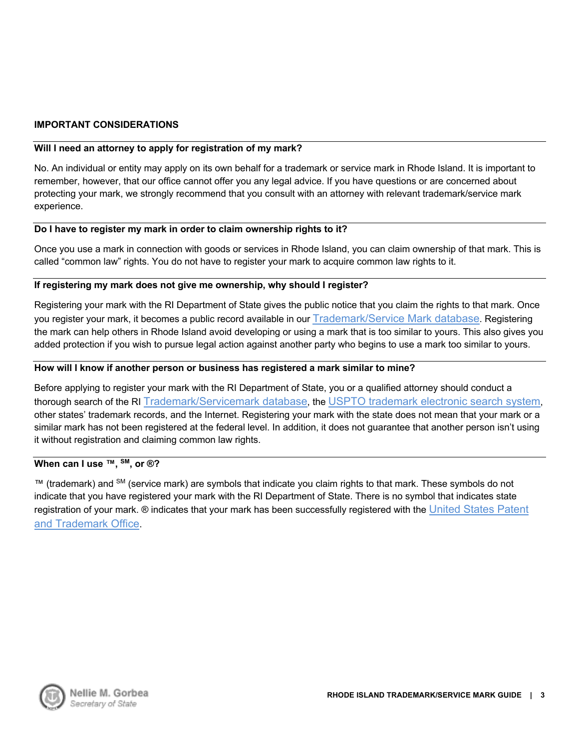## IMPORTANT CONSIDERATIONS

### Will I need an attorney to apply for registration of my mark?

No. An individual or entity may apply on its own behalf for a trademark or service mark in Rhode Island. It is important to remember, however, that our office cannot offer you any legal advice. If you have questions or are concerned about protecting your mark, we strongly recommend that you consult with an attorney with relevant trademark/service mark experience.

### Do I have to register my mark in order to claim ownership rights to it?

Once you use a mark in connection with goods or services in Rhode Island, you can claim ownership of that mark. This is called "common law" rights. You do not have to register your mark to acquire common law rights to it.

### If registering my mark does not give me ownership, why should I register?

Registering your mark with the RI Department of State gives the public notice that you claim the rights to that mark. Once you register your mark, it becomes a public record available in our Trademark/Service Mark database. Registering the mark can help others in Rhode Island avoid developing or using a mark that is too similar to yours. This also gives you added protection if you wish to pursue legal action against another party who begins to use a mark too similar to yours.

### How will I know if another person or business has registered a mark similar to mine?

Before applying to register your mark with the RI Department of State, you or a qualified attorney should conduct a thorough search of the RI Trademark/Servicemark database, the USPTO trademark electronic search system, other states' trademark records, and the Internet. Registering your mark with the state does not mean that your mark or a similar mark has not been registered at the federal level. In addition, it does not guarantee that another person isn't using it without registration and claiming common law rights.

### When can I use ™, ℠, or ®?

™ (trademark) and ℠ (service mark) are symbols that indicate you claim rights to that mark. These symbols do not indicate that you have registered your mark with the RI Department of State. There is no symbol that indicates state registration of your mark. ® indicates that your mark has been successfully registered with the United States Patent and Trademark Office.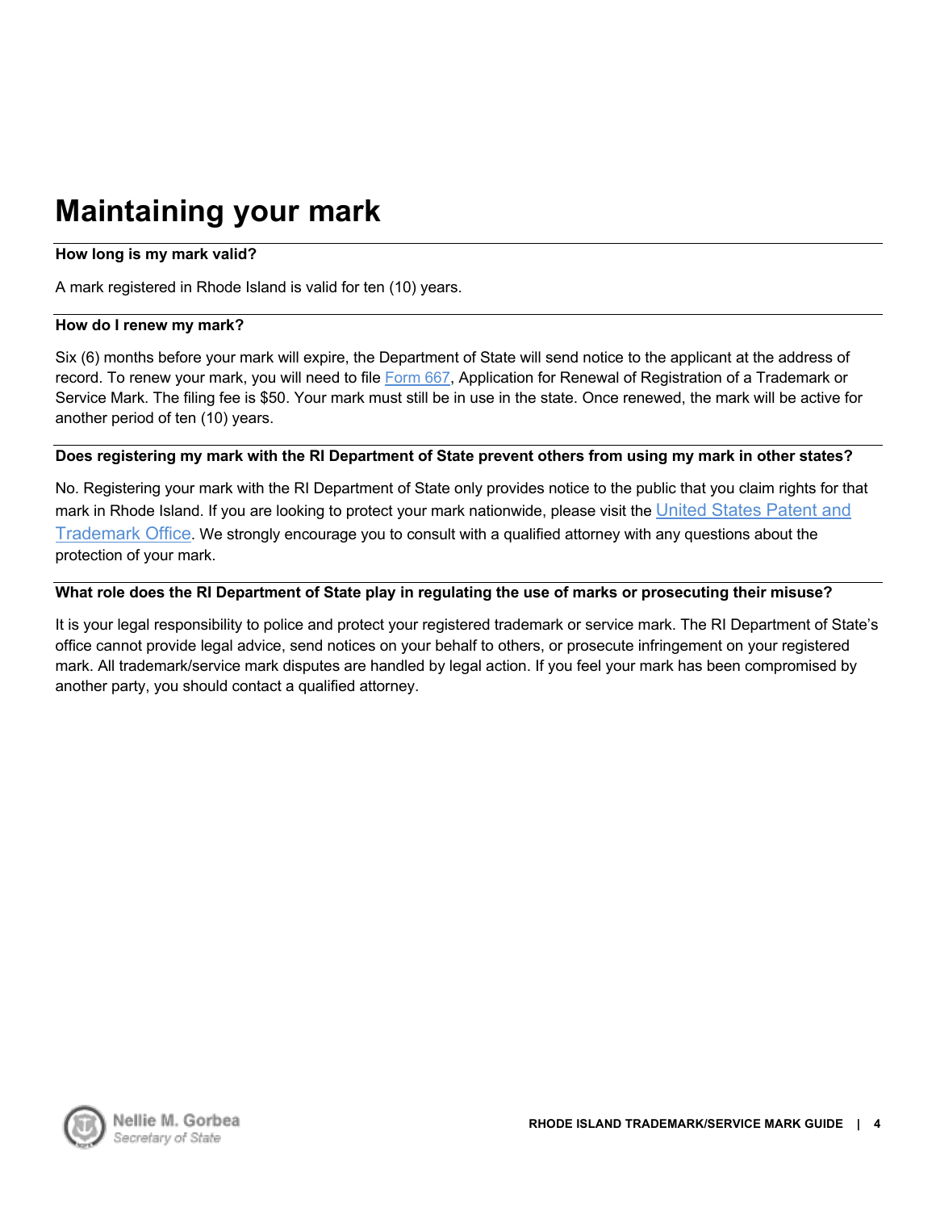# Maintaining your mark

**How long is my mark valid?**

A mark registered in Rhode Island is valid for ten (10) years.

**How do I renew my mark?**

Six (6) months before your mark will expire, the Department of State will send notice to the applicant at the address of record. To renew your mark, you will need to file Form 667, Application for Renewal of Registration of a Trademark or Service Mark. The filing fee is $50. Your mark must still be in use in the state. Once renewed, the mark will be active for another period of ten (10) years.

**Does registering my mark with the RI Department of State prevent others from using my mark in other states?**

No. Registering your mark with the RI Department of State only provides notice to the public that you claim rights for that mark in Rhode Island. If you are looking to protect your mark nationwide, please visit the United States Patent and Trademark Office. We strongly encourage you to consult with a qualified attorney with any questions about the protection of your mark.

**What role does the RI Department of State play in regulating the use of marks or prosecuting their misuse?**

It is your legal responsibility to police and protect your registered trademark or service mark. The RI Department of State's office cannot provide legal advice, send notices on your behalf to others, or prosecute infringement on your registered mark. All trademark/service mark disputes are handled by legal action. If you feel your mark has been compromised by another party, you should contact a qualified attorney.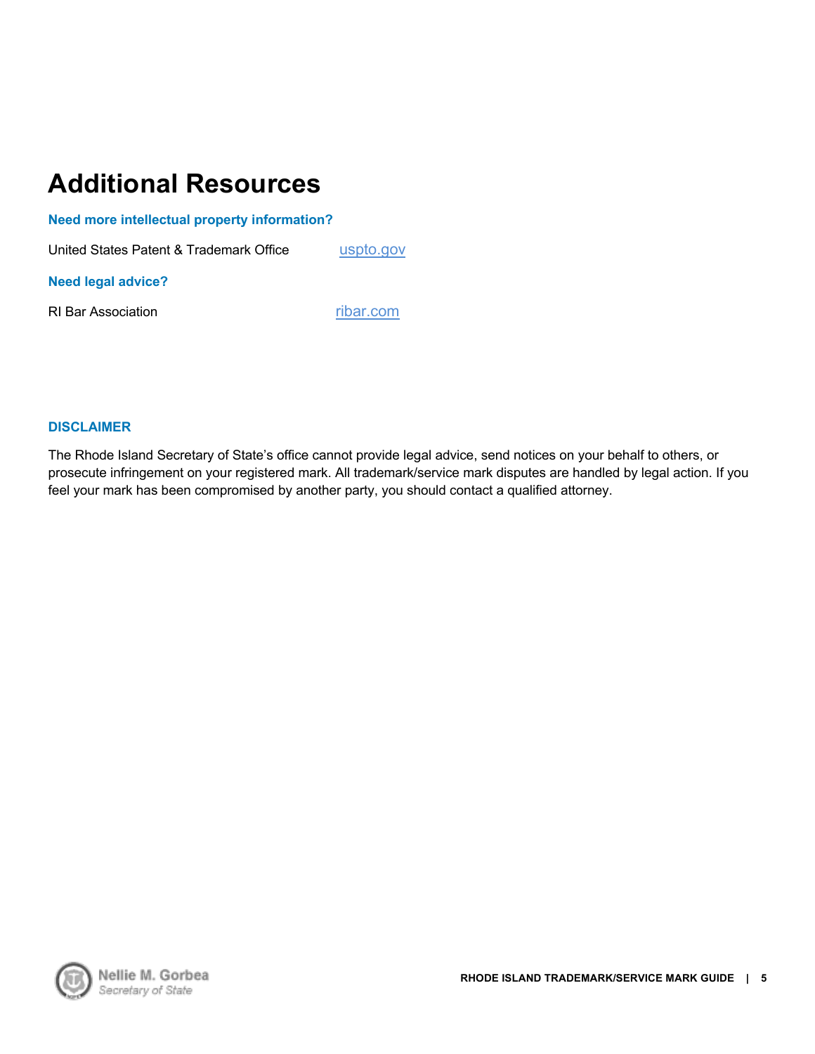# Additional Resources

**Need more intellectual property information?**

United States Patent & Trademark Office uspto.gov

**Need legal advice?**

RI Bar Association ribar.com

**DISCLAIMER**

The Rhode Island Secretary of State's office cannot provide legal advice, send notices on your behalf to others, or prosecute infringement on your registered mark. All trademark/service mark disputes are handled by legal action. If you feel your mark has been compromised by another party, you should contact a qualified attorney.